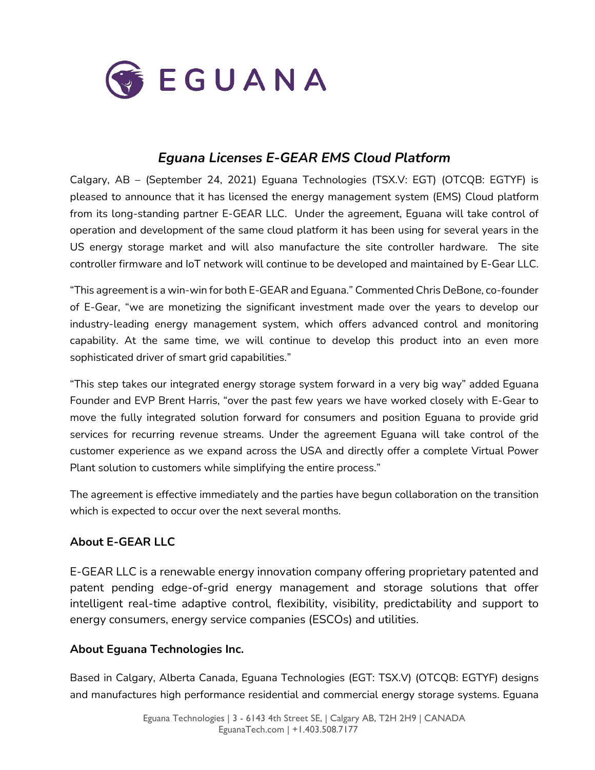EGUANA

## *Eguana Licenses E-GEAR EMS Cloud Platform*

Calgary, AB – (September 24, 2021) Eguana Technologies (TSX.V: EGT) (OTCQB: EGTYF) is pleased to announce that it has licensed the energy management system (EMS) Cloud platform from its long-standing partner E-GEAR LLC. Under the agreement, Eguana will take control of operation and development of the same cloud platform it has been using for several years in the US energy storage market and will also manufacture the site controller hardware. The site controller firmware and IoT network will continue to be developed and maintained by E-Gear LLC.

"This agreement is a win-win for both E-GEAR and Eguana." Commented Chris DeBone, co-founder of E-Gear, "we are monetizing the significant investment made over the years to develop our industry-leading energy management system, which offers advanced control and monitoring capability. At the same time, we will continue to develop this product into an even more sophisticated driver of smart grid capabilities."

"This step takes our integrated energy storage system forward in a very big way" added Eguana Founder and EVP Brent Harris, "over the past few years we have worked closely with E-Gear to move the fully integrated solution forward for consumers and position Eguana to provide grid services for recurring revenue streams. Under the agreement Eguana will take control of the customer experience as we expand across the USA and directly offer a complete Virtual Power Plant solution to customers while simplifying the entire process."

The agreement is effective immediately and the parties have begun collaboration on the transition which is expected to occur over the next several months.

### About E-GEAR LLC

E-GEAR LLC is a renewable energy innovation company offering proprietary patented and patent pending edge-of-grid energy management and storage solutions that offer intelligent real-time adaptive control, flexibility, visibility, predictability and support to energy consumers, energy service companies (ESCOs) and utilities.

### About Eguana Technologies Inc.

Based in Calgary, Alberta Canada, Eguana Technologies (EGT: TSX.V) (OTCQB: EGTYF) designs and manufactures high performance residential and commercial energy storage systems. Eguana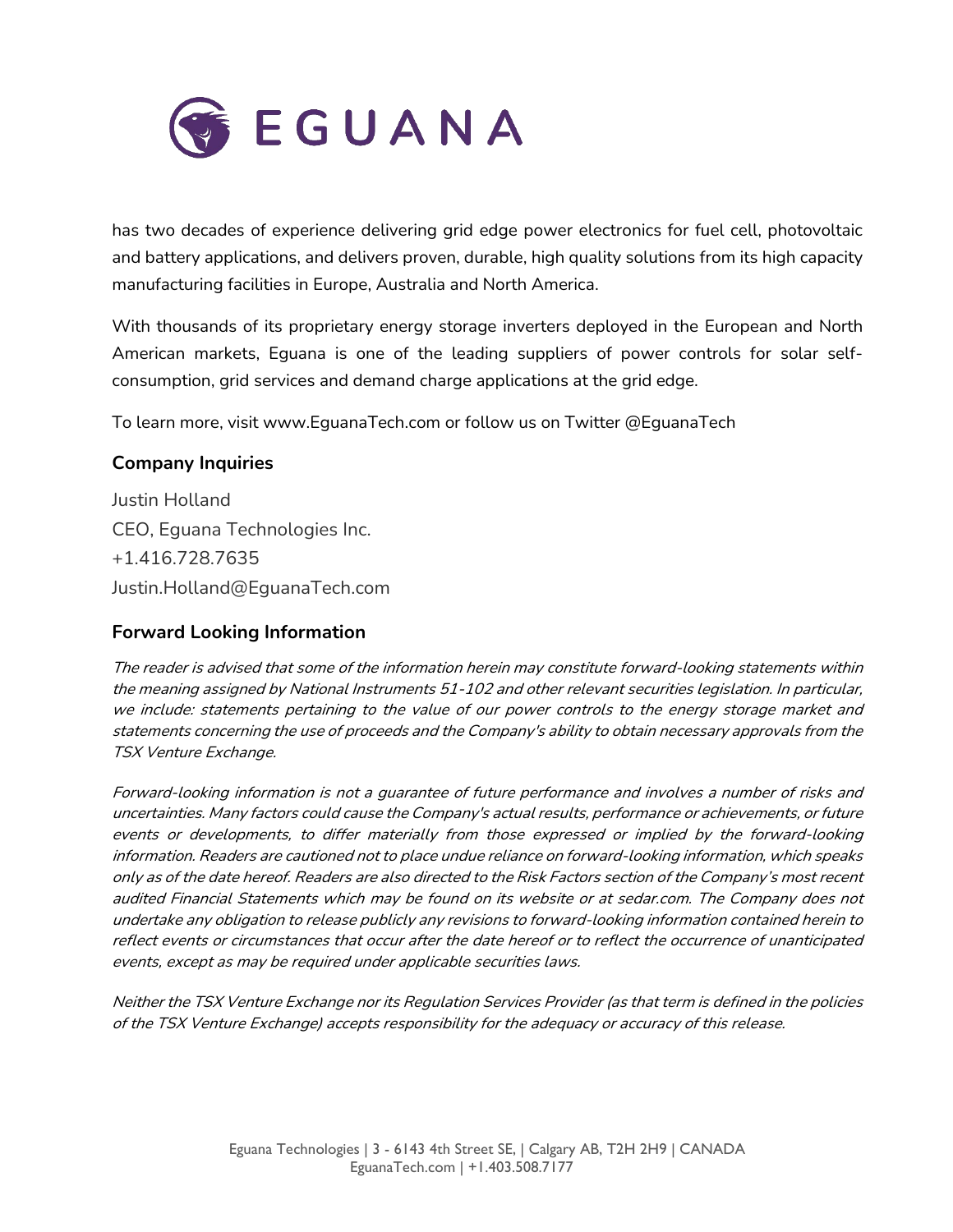has two decades of experience delivering grid edge power electronics for fuel cell, photovoltaic and battery applications, and delivers proven, durable, high quality solutions from its high capacity manufacturing facilities in Europe, Australia and North America.

With thousands of its proprietary energy storage inverters deployed in the European and North American markets, Eguana is one of the leading suppliers of power controls for solar self-consumption, grid services and demand charge applications at the grid edge.

To learn more, visit www.EguanaTech.com or follow us on Twitter @EguanaTech

## Company Inquiries

Justin Holland
CEO, Eguana Technologies Inc.
+1.416.728.7635
Justin.Holland@EguanaTech.com

## Forward Looking Information

*The reader is advised that some of the information herein may constitute forward-looking statements within the meaning assigned by National Instruments 51-102 and other relevant securities legislation. In particular, we include: statements pertaining to the value of our power controls to the energy storage market and statements concerning the use of proceeds and the Company's ability to obtain necessary approvals from the TSX Venture Exchange.*

*Forward-looking information is not a guarantee of future performance and involves a number of risks and uncertainties. Many factors could cause the Company's actual results, performance or achievements, or future events or developments, to differ materially from those expressed or implied by the forward-looking information. Readers are cautioned not to place undue reliance on forward-looking information, which speaks only as of the date hereof. Readers are also directed to the Risk Factors section of the Company's most recent audited Financial Statements which may be found on its website or at sedar.com. The Company does not undertake any obligation to release publicly any revisions to forward-looking information contained herein to reflect events or circumstances that occur after the date hereof or to reflect the occurrence of unanticipated events, except as may be required under applicable securities laws.*

*Neither the TSX Venture Exchange nor its Regulation Services Provider (as that term is defined in the policies of the TSX Venture Exchange) accepts responsibility for the adequacy or accuracy of this release.*